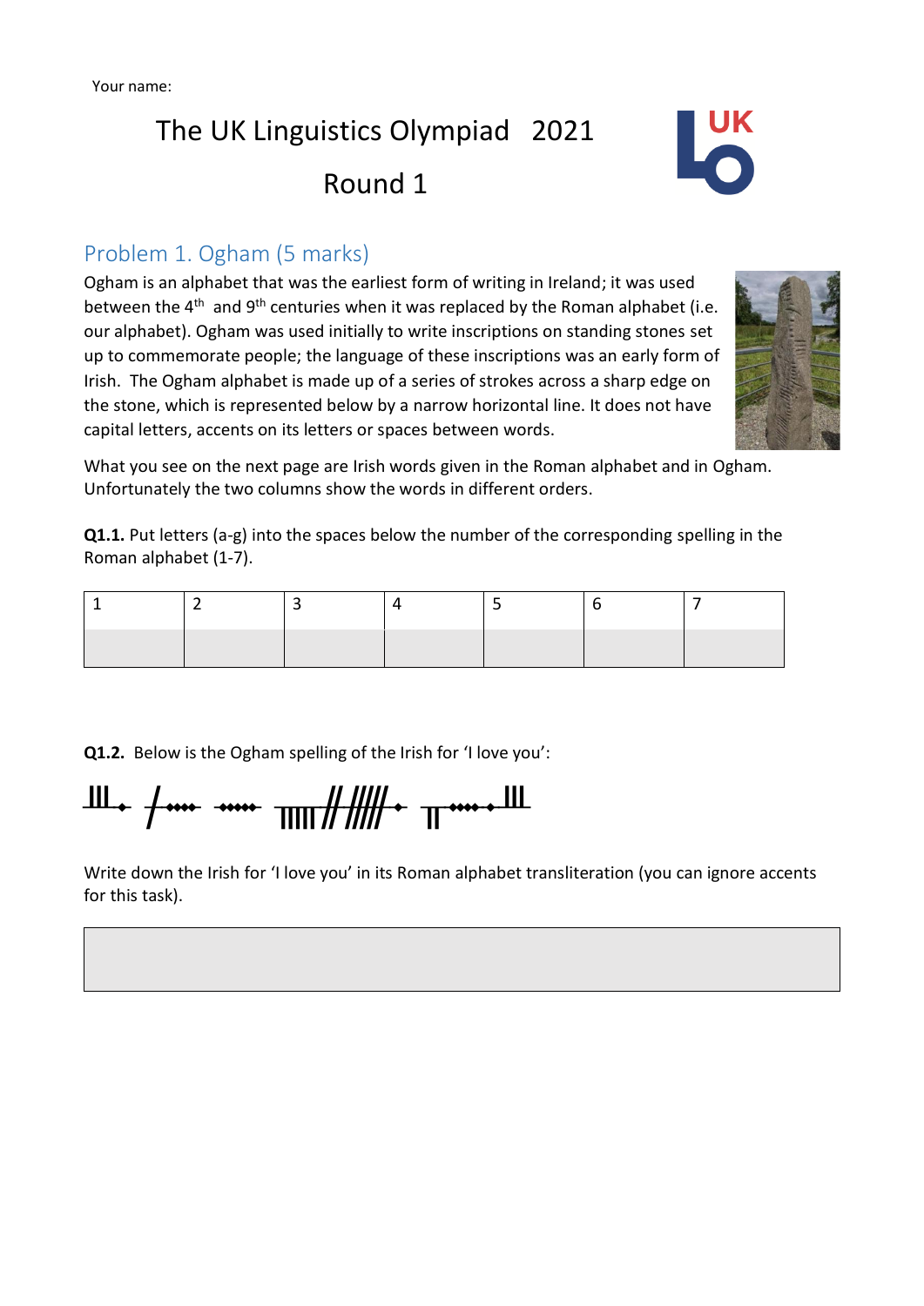Your name:

# The UK Linguistics Olympiad 2021

# Round 1

## Problem 1. Ogham (5 marks)

Ogham is an alphabet that was the earliest form of writing in Ireland; it was used between the 4th and 9th centuries when it was replaced by the Roman alphabet (i.e. our alphabet). Ogham was used initially to write inscriptions on standing stones set up to commemorate people; the language of these inscriptions was an early form of Irish. The Ogham alphabet is made up of a series of strokes across a sharp edge on the stone, which is represented below by a narrow horizontal line. It does not have capital letters, accents on its letters or spaces between words.

What you see on the next page are Irish words given in the Roman alphabet and in Ogham. Unfortunately the two columns show the words in different orders.

**Q1.1.** Put letters (a-g) into the spaces below the number of the corresponding spelling in the Roman alphabet (1-7).

| 1 | 2 | 3 | 4 | 5 | 6 | 7 |
|---|---|---|---|---|---|---|
|  |  |  |  |  |  |  |

**Q1.2.** Below is the Ogham spelling of the Irish for 'I love you':

Write down the Irish for 'I love you' in its Roman alphabet transliteration (you can ignore accents for this task).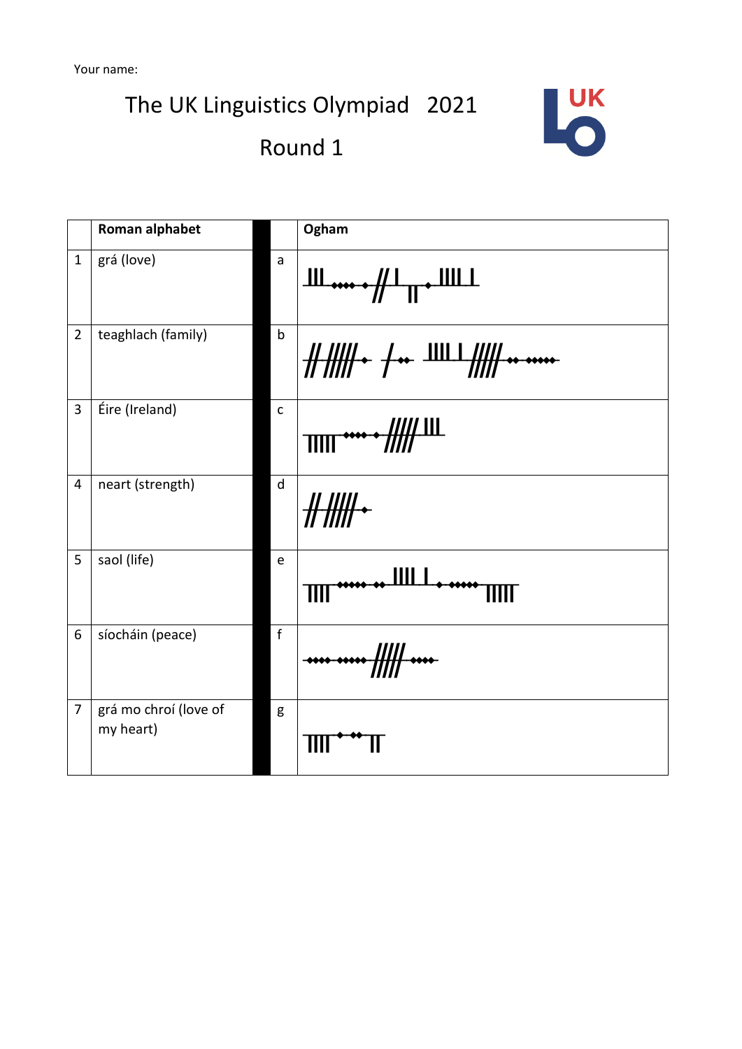Your name:

# The UK Linguistics Olympiad 2021

## Round 1

|  | Roman alphabet |  | Ogham |
|---|---|---|---|
| 1 | grá (love) | a |  |
| 2 | teaghlach (family) | b |  |
| 3 | Éire (Ireland) | c |  |
| 4 | neart (strength) | d |  |
| 5 | saol (life) | e |  |
| 6 | síocháin (peace) | f |  |
| 7 | grá mo chroí (love of my heart) | g |  |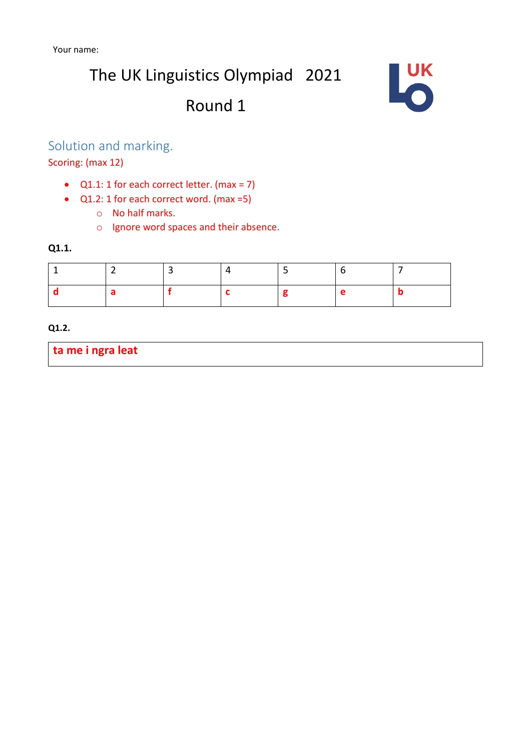Your name:

# The UK Linguistics Olympiad 2021

# Round 1

## Solution and marking.

Scoring: (max 12)

- Q1.1: 1 for each correct letter. (max = 7)
- Q1.2: 1 for each correct word. (max =5)
    - No half marks.
    - Ignore word spaces and their absence.

**Q1.1.**

| 1 | 2 | 3 | 4 | 5 | 6 | 7 |
| --- | --- | --- | --- | --- | --- | --- |
| **d** | **a** | **f** | **c** | **g** | **e** | **b** |

**Q1.2.**

| **ta me i ngra leat** |
| --- |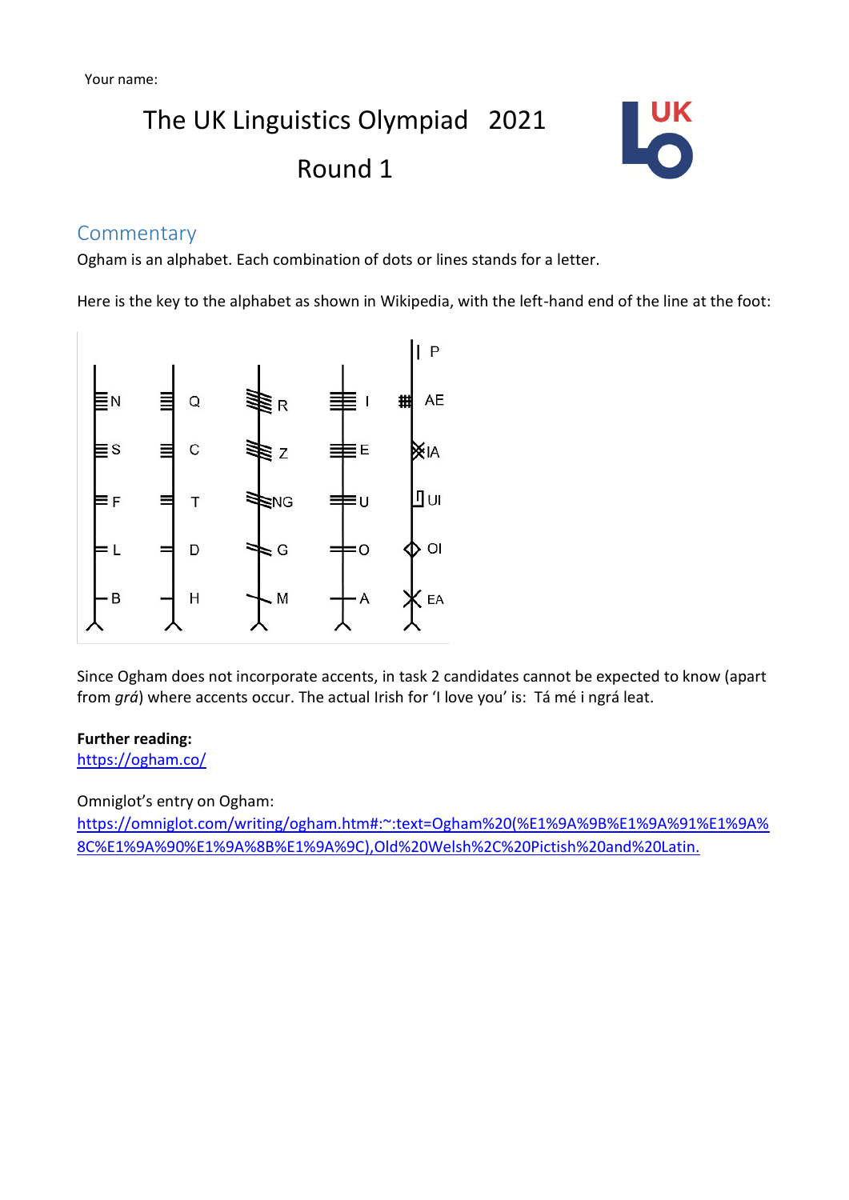## Commentary

Ogham is an alphabet. Each combination of dots or lines stands for a letter.

Here is the key to the alphabet as shown in Wikipedia, with the left-hand end of the line at the foot:

P

N Q R I AE

S C Z E IA

F T NG U UI

L D G O OI

B H M A EA

Since Ogham does not incorporate accents, in task 2 candidates cannot be expected to know (apart from *grá*) where accents occur. The actual Irish for 'I love you' is: Tá mé i ngrá leat.

**Further reading:**
[https://ogham.co/](https://ogham.co/)

Omniglot's entry on Ogham:
[https://omniglot.com/writing/ogham.htm#:~:text=Ogham%20(%E1%9A%9B%E1%9A%91%E1%9A%8C%E1%9A%90%E1%9A%8B%E1%9A%9C),Old%20Welsh%2C%20Pictish%20and%20Latin.](https://omniglot.com/writing/ogham.htm#:~:text=Ogham%20(%E1%9A%9B%E1%9A%91%E1%9A%8C%E1%9A%90%E1%9A%8B%E1%9A%9C),Old%20Welsh%2C%20Pictish%20and%20Latin.)